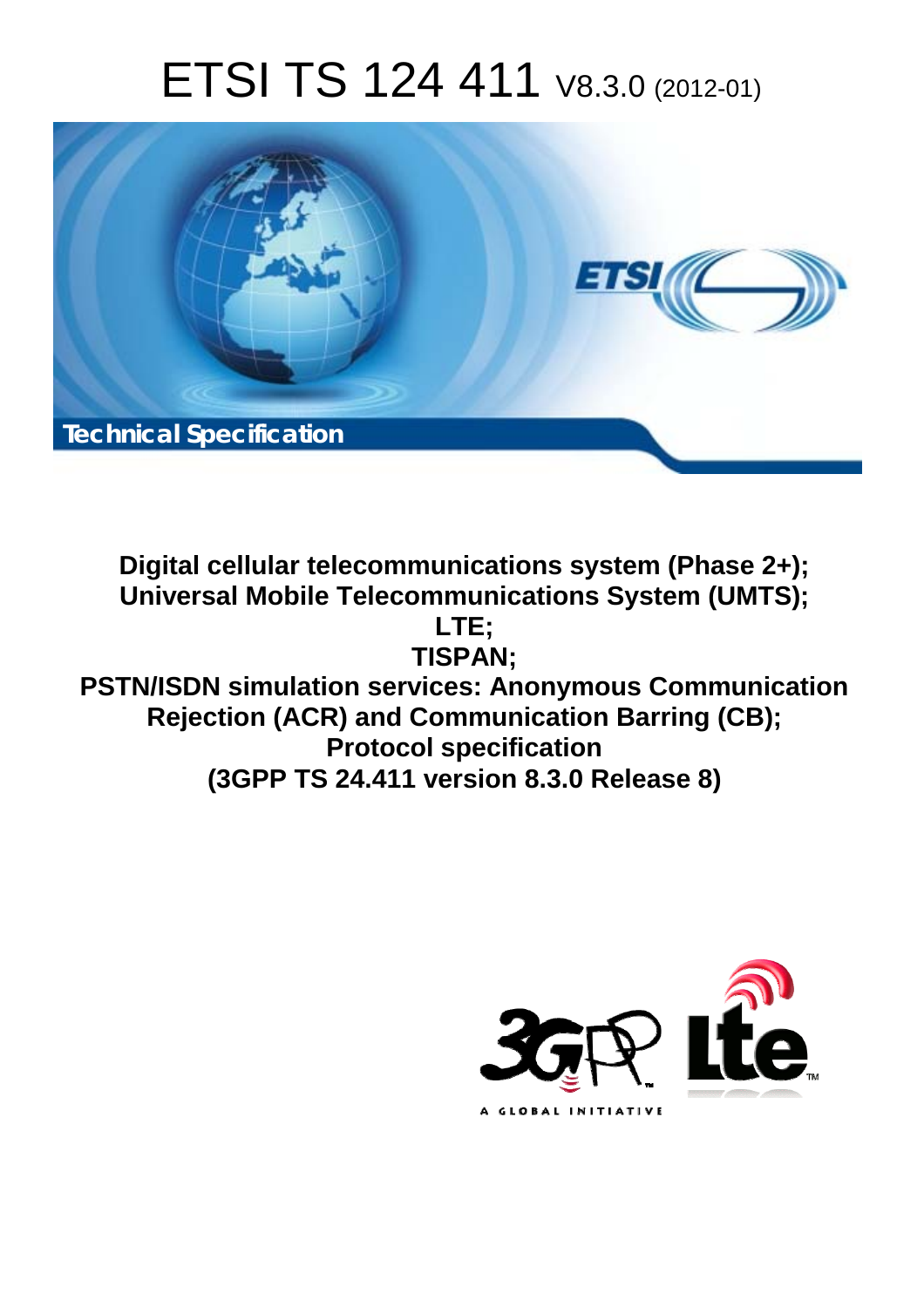# ETSI TS 124 411 V8.3.0 (2012-01)

Technical Specification

**Digital cellular telecommunications system (Phase 2+); Universal Mobile Telecommunications System (UMTS); LTE; TISPAN; PSTN/ISDN simulation services: Anonymous Communication Rejection (ACR) and Communication Barring (CB); Protocol specification (3GPP TS 24.411 version 8.3.0 Release 8)**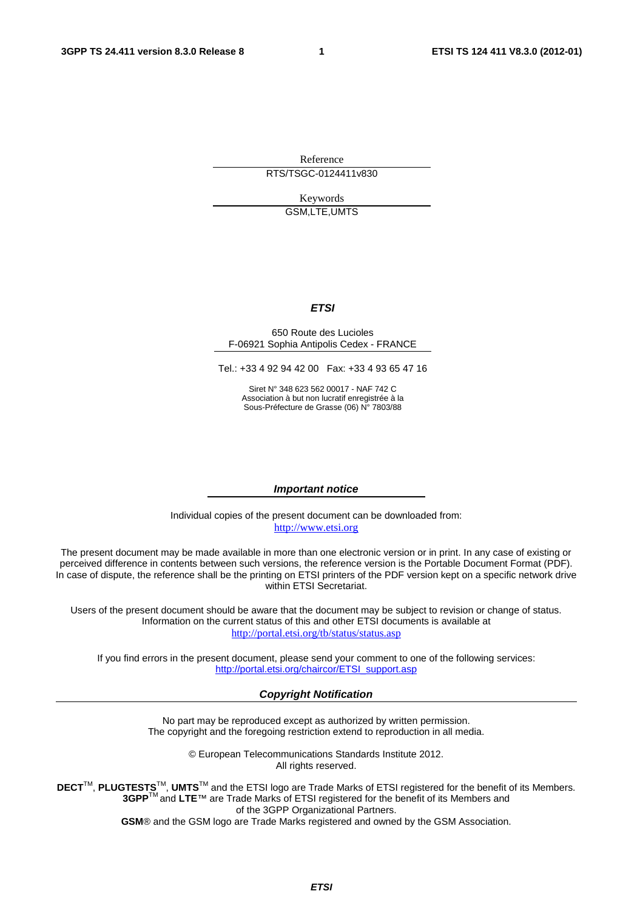Reference

RTS/TSGC-0124411v830

Keywords

GSM,LTE,UMTS

***ETSI***

650 Route des Lucioles
F-06921 Sophia Antipolis Cedex - FRANCE

Tel.: +33 4 92 94 42 00   Fax: +33 4 93 65 47 16

Siret N° 348 623 562 00017 - NAF 742 C
Association à but non lucratif enregistrée à la
Sous-Préfecture de Grasse (06) N° 7803/88

***Important notice***

Individual copies of the present document can be downloaded from:
http://www.etsi.org

The present document may be made available in more than one electronic version or in print. In any case of existing or perceived difference in contents between such versions, the reference version is the Portable Document Format (PDF). In case of dispute, the reference shall be the printing on ETSI printers of the PDF version kept on a specific network drive within ETSI Secretariat.

Users of the present document should be aware that the document may be subject to revision or change of status. Information on the current status of this and other ETSI documents is available at
http://portal.etsi.org/tb/status/status.asp

If you find errors in the present document, please send your comment to one of the following services:
http://portal.etsi.org/chaircor/ETSI_support.asp

***Copyright Notification***

No part may be reproduced except as authorized by written permission.
The copyright and the foregoing restriction extend to reproduction in all media.

© European Telecommunications Standards Institute 2012.
All rights reserved.

**DECT**™, **PLUGTESTS**™, **UMTS**™ and the ETSI logo are Trade Marks of ETSI registered for the benefit of its Members.
**3GPP**™ and **LTE**™ are Trade Marks of ETSI registered for the benefit of its Members and
of the 3GPP Organizational Partners.
**GSM**® and the GSM logo are Trade Marks registered and owned by the GSM Association.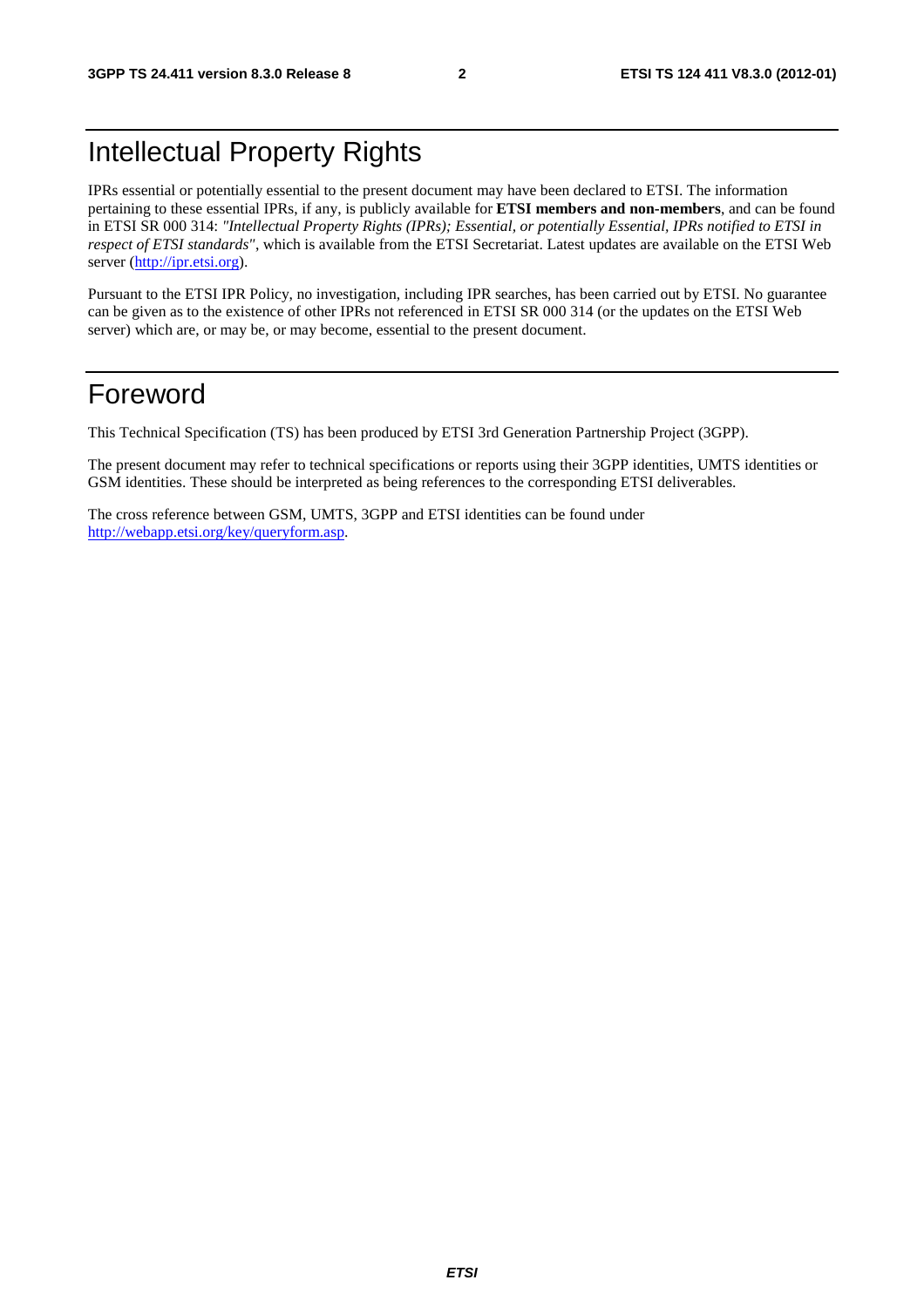# Intellectual Property Rights

IPRs essential or potentially essential to the present document may have been declared to ETSI. The information pertaining to these essential IPRs, if any, is publicly available for **ETSI members and non-members**, and can be found in ETSI SR 000 314: *"Intellectual Property Rights (IPRs); Essential, or potentially Essential, IPRs notified to ETSI in respect of ETSI standards"*, which is available from the ETSI Secretariat. Latest updates are available on the ETSI Web server (http://ipr.etsi.org).

Pursuant to the ETSI IPR Policy, no investigation, including IPR searches, has been carried out by ETSI. No guarantee can be given as to the existence of other IPRs not referenced in ETSI SR 000 314 (or the updates on the ETSI Web server) which are, or may be, or may become, essential to the present document.

# Foreword

This Technical Specification (TS) has been produced by ETSI 3rd Generation Partnership Project (3GPP).

The present document may refer to technical specifications or reports using their 3GPP identities, UMTS identities or GSM identities. These should be interpreted as being references to the corresponding ETSI deliverables.

The cross reference between GSM, UMTS, 3GPP and ETSI identities can be found under http://webapp.etsi.org/key/queryform.asp.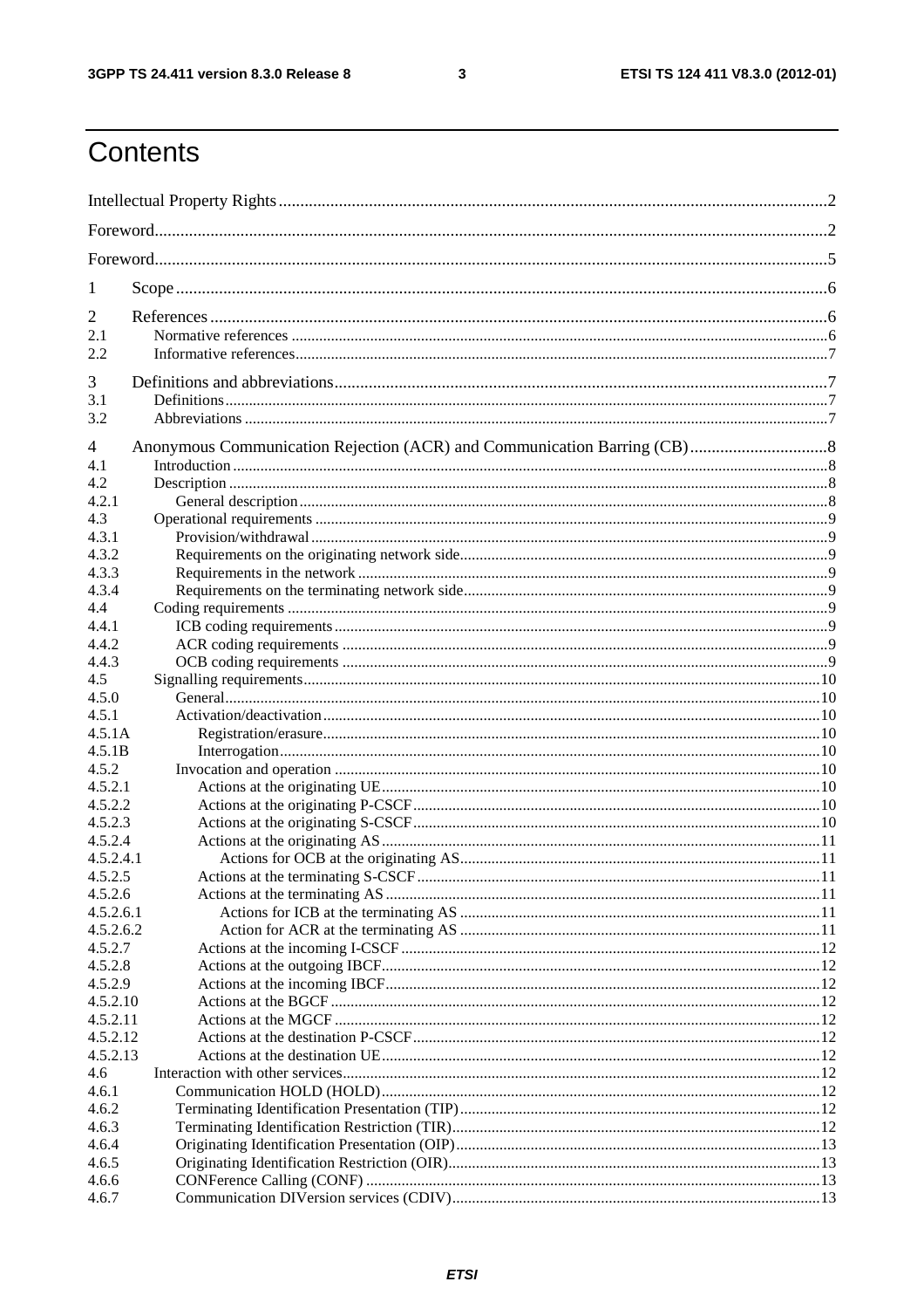# Contents

Intellectual Property Rights ........................................................................................................................2

Foreword......................................................................................................................................................2

Foreword......................................................................................................................................................5

1 Scope ........................................................................................................................................................6

2 References ................................................................................................................................................6
2.1 Normative references ................................................................................................................................6
2.2 Informative references...............................................................................................................................7

3 Definitions and abbreviations...................................................................................................................7
3.1 Definitions.................................................................................................................................................7
3.2 Abbreviations ............................................................................................................................................7

4 Anonymous Communication Rejection (ACR) and Communication Barring (CB)................................8
4.1 Introduction ...............................................................................................................................................8
4.2 Description ................................................................................................................................................8
4.2.1 General description...............................................................................................................................8
4.3 Operational requirements ..........................................................................................................................9
4.3.1 Provision/withdrawal.............................................................................................................................9
4.3.2 Requirements on the originating network side......................................................................................9
4.3.3 Requirements in the network ................................................................................................................9
4.3.4 Requirements on the terminating network side.....................................................................................9
4.4 Coding requirements .................................................................................................................................9
4.4.1 ICB coding requirements.......................................................................................................................9
4.4.2 ACR coding requirements .....................................................................................................................9
4.4.3 OCB coding requirements .....................................................................................................................9
4.5 Signalling requirements...........................................................................................................................10
4.5.0 General.................................................................................................................................................10
4.5.1 Activation/deactivation........................................................................................................................10
4.5.1A Registration/erasure.........................................................................................................................10
4.5.1B Interrogation....................................................................................................................................10
4.5.2 Invocation and operation .....................................................................................................................10
4.5.2.1 Actions at the originating UE..........................................................................................................10
4.5.2.2 Actions at the originating P-CSCF..................................................................................................10
4.5.2.3 Actions at the originating S-CSCF..................................................................................................10
4.5.2.4 Actions at the originating AS..........................................................................................................11
4.5.2.4.1 Actions for OCB at the originating AS.......................................................................................11
4.5.2.5 Actions at the terminating S-CSCF.................................................................................................11
4.5.2.6 Actions at the terminating AS .........................................................................................................11
4.5.2.6.1 Actions for ICB at the terminating AS .......................................................................................11
4.5.2.6.2 Action for ACR at the terminating AS .......................................................................................11
4.5.2.7 Actions at the incoming I-CSCF .....................................................................................................12
4.5.2.8 Actions at the outgoing IBCF..........................................................................................................12
4.5.2.9 Actions at the incoming IBCF.........................................................................................................12
4.5.2.10 Actions at the BGCF .......................................................................................................................12
4.5.2.11 Actions at the MGCF ......................................................................................................................12
4.5.2.12 Actions at the destination P-CSCF..................................................................................................12
4.5.2.13 Actions at the destination UE..........................................................................................................12
4.6 Interaction with other services.................................................................................................................12
4.6.1 Communication HOLD (HOLD).........................................................................................................12
4.6.2 Terminating Identification Presentation (TIP).....................................................................................12
4.6.3 Terminating Identification Restriction (TIR).......................................................................................12
4.6.4 Originating Identification Presentation (OIP)......................................................................................13
4.6.5 Originating Identification Restriction (OIR)........................................................................................13
4.6.6 CONFerence Calling (CONF) .............................................................................................................13
4.6.7 Communication DIVersion services (CDIV).......................................................................................13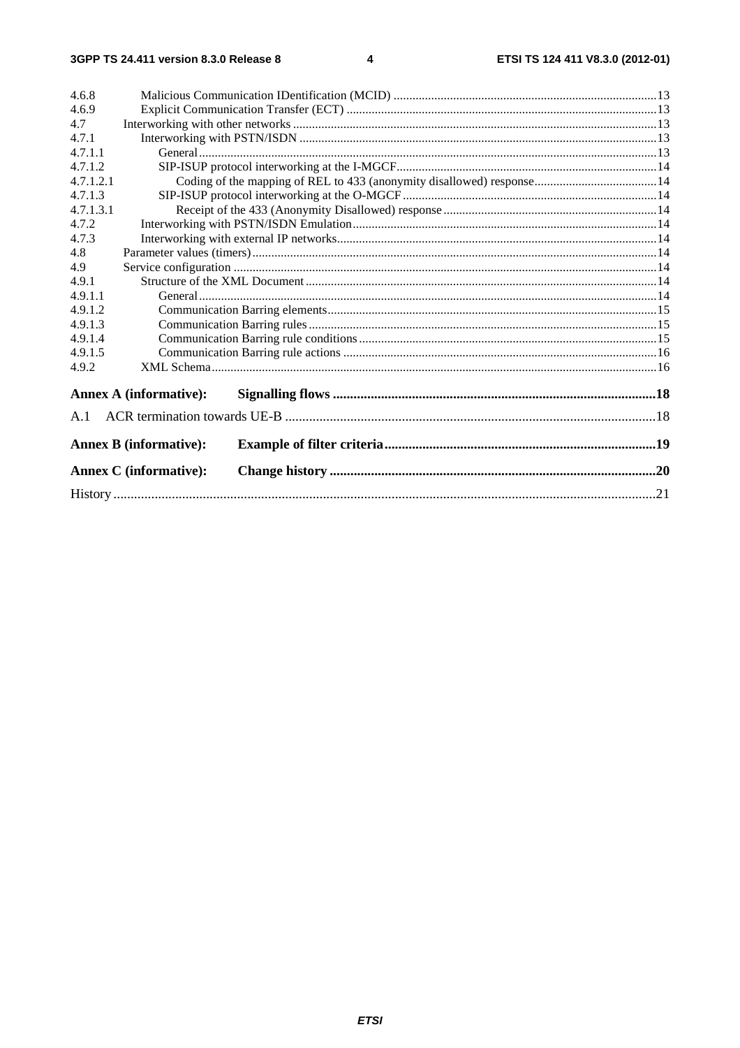4.6.8 Malicious Communication IDentification (MCID) ....13
4.6.9 Explicit Communication Transfer (ECT) ....13
4.7 Interworking with other networks ....13
4.7.1 Interworking with PSTN/ISDN ....13
4.7.1.1 General ....13
4.7.1.2 SIP-ISUP protocol interworking at the I-MGCF ....14
4.7.1.2.1 Coding of the mapping of REL to 433 (anonymity disallowed) response ....14
4.7.1.3 SIP-ISUP protocol interworking at the O-MGCF ....14
4.7.1.3.1 Receipt of the 433 (Anonymity Disallowed) response ....14
4.7.2 Interworking with PSTN/ISDN Emulation ....14
4.7.3 Interworking with external IP networks ....14
4.8 Parameter values (timers) ....14
4.9 Service configuration ....14
4.9.1 Structure of the XML Document ....14
4.9.1.1 General ....14
4.9.1.2 Communication Barring elements ....15
4.9.1.3 Communication Barring rules ....15
4.9.1.4 Communication Barring rule conditions ....15
4.9.1.5 Communication Barring rule actions ....16
4.9.2 XML Schema ....16

**Annex A (informative): Signalling flows ....18**

A.1 ACR termination towards UE-B ....18

**Annex B (informative): Example of filter criteria ....19**

**Annex C (informative): Change history ....20**

History ....21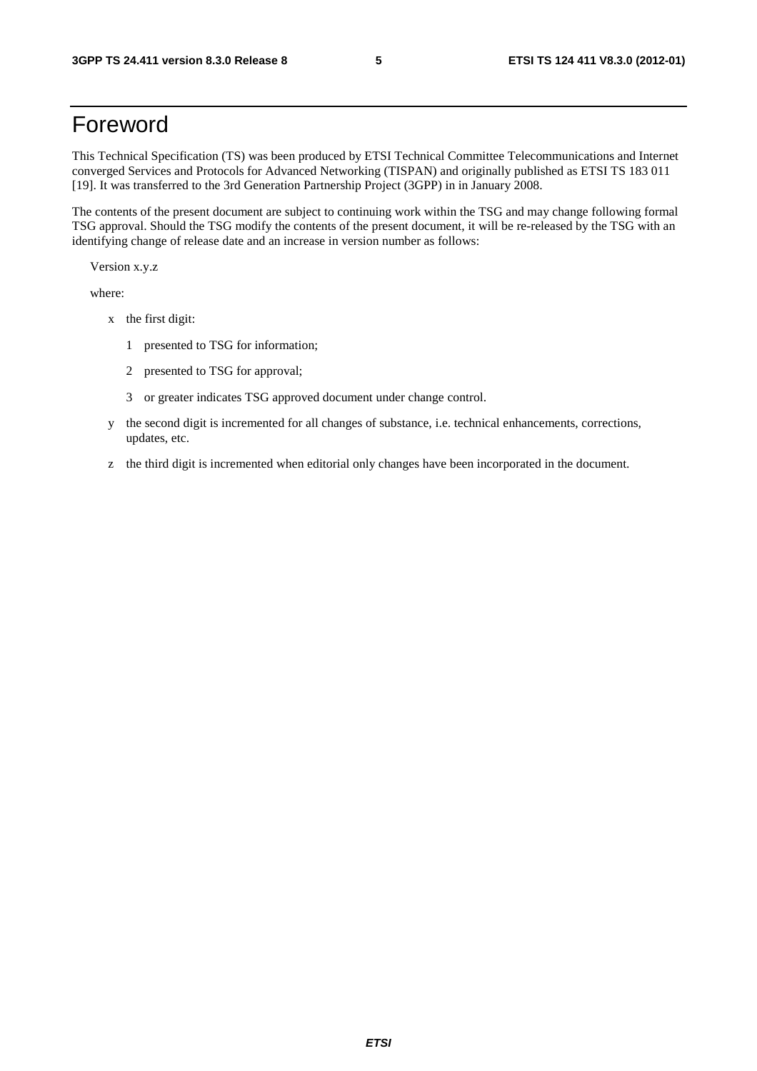# Foreword

This Technical Specification (TS) was been produced by ETSI Technical Committee Telecommunications and Internet converged Services and Protocols for Advanced Networking (TISPAN) and originally published as ETSI TS 183 011 [19]. It was transferred to the 3rd Generation Partnership Project (3GPP) in in January 2008.

The contents of the present document are subject to continuing work within the TSG and may change following formal TSG approval. Should the TSG modify the contents of the present document, it will be re-released by the TSG with an identifying change of release date and an increase in version number as follows:

Version x.y.z

where:

- x the first digit:
  - 1 presented to TSG for information;
  - 2 presented to TSG for approval;
  - 3 or greater indicates TSG approved document under change control.
- y the second digit is incremented for all changes of substance, i.e. technical enhancements, corrections, updates, etc.
- z the third digit is incremented when editorial only changes have been incorporated in the document.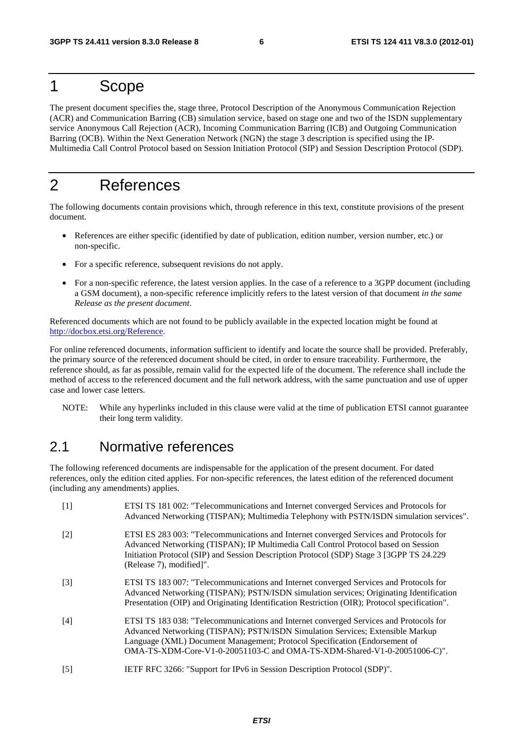# 1 Scope

The present document specifies the, stage three, Protocol Description of the Anonymous Communication Rejection (ACR) and Communication Barring (CB) simulation service, based on stage one and two of the ISDN supplementary service Anonymous Call Rejection (ACR), Incoming Communication Barring (ICB) and Outgoing Communication Barring (OCB). Within the Next Generation Network (NGN) the stage 3 description is specified using the IP-Multimedia Call Control Protocol based on Session Initiation Protocol (SIP) and Session Description Protocol (SDP).

# 2 References

The following documents contain provisions which, through reference in this text, constitute provisions of the present document.

- References are either specific (identified by date of publication, edition number, version number, etc.) or non-specific.
- For a specific reference, subsequent revisions do not apply.
- For a non-specific reference, the latest version applies. In the case of a reference to a 3GPP document (including a GSM document), a non-specific reference implicitly refers to the latest version of that document *in the same Release as the present document*.

Referenced documents which are not found to be publicly available in the expected location might be found at http://docbox.etsi.org/Reference.

For online referenced documents, information sufficient to identify and locate the source shall be provided. Preferably, the primary source of the referenced document should be cited, in order to ensure traceability. Furthermore, the reference should, as far as possible, remain valid for the expected life of the document. The reference shall include the method of access to the referenced document and the full network address, with the same punctuation and use of upper case and lower case letters.

NOTE: While any hyperlinks included in this clause were valid at the time of publication ETSI cannot guarantee their long term validity.

## 2.1 Normative references

The following referenced documents are indispensable for the application of the present document. For dated references, only the edition cited applies. For non-specific references, the latest edition of the referenced document (including any amendments) applies.

[1] ETSI TS 181 002: "Telecommunications and Internet converged Services and Protocols for Advanced Networking (TISPAN); Multimedia Telephony with PSTN/ISDN simulation services".

[2] ETSI ES 283 003: "Telecommunications and Internet converged Services and Protocols for Advanced Networking (TISPAN); IP Multimedia Call Control Protocol based on Session Initiation Protocol (SIP) and Session Description Protocol (SDP) Stage 3 [3GPP TS 24.229 (Release 7), modified]".

[3] ETSI TS 183 007: "Telecommunications and Internet converged Services and Protocols for Advanced Networking (TISPAN); PSTN/ISDN simulation services; Originating Identification Presentation (OIP) and Originating Identification Restriction (OIR); Protocol specification".

[4] ETSI TS 183 038: "Telecommunications and Internet converged Services and Protocols for Advanced Networking (TISPAN); PSTN/ISDN Simulation Services; Extensible Markup Language (XML) Document Management; Protocol Specification (Endorsement of OMA-TS-XDM-Core-V1-0-20051103-C and OMA-TS-XDM-Shared-V1-0-20051006-C)".

[5] IETF RFC 3266: "Support for IPv6 in Session Description Protocol (SDP)".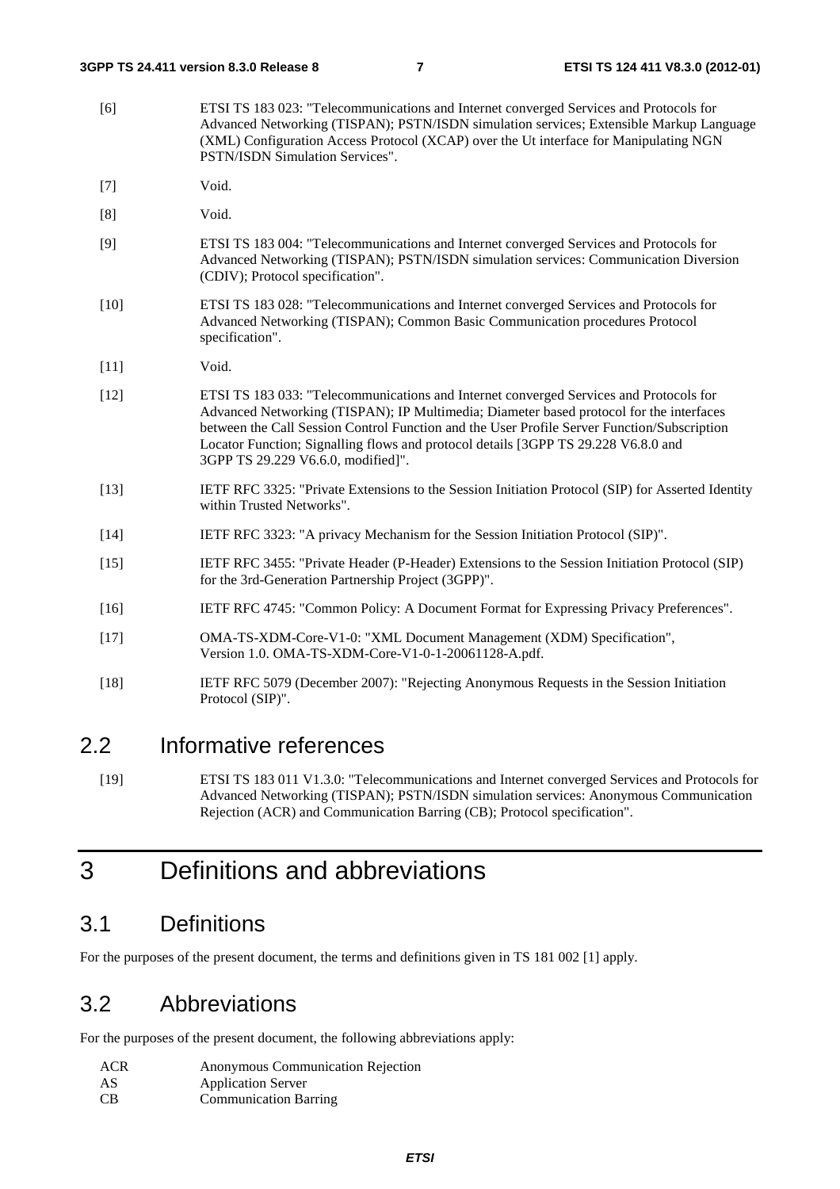[6] ETSI TS 183 023: "Telecommunications and Internet converged Services and Protocols for Advanced Networking (TISPAN); PSTN/ISDN simulation services; Extensible Markup Language (XML) Configuration Access Protocol (XCAP) over the Ut interface for Manipulating NGN PSTN/ISDN Simulation Services".

[7] Void.

[8] Void.

[9] ETSI TS 183 004: "Telecommunications and Internet converged Services and Protocols for Advanced Networking (TISPAN); PSTN/ISDN simulation services: Communication Diversion (CDIV); Protocol specification".

[10] ETSI TS 183 028: "Telecommunications and Internet converged Services and Protocols for Advanced Networking (TISPAN); Common Basic Communication procedures Protocol specification".

[11] Void.

[12] ETSI TS 183 033: "Telecommunications and Internet converged Services and Protocols for Advanced Networking (TISPAN); IP Multimedia; Diameter based protocol for the interfaces between the Call Session Control Function and the User Profile Server Function/Subscription Locator Function; Signalling flows and protocol details [3GPP TS 29.228 V6.8.0 and 3GPP TS 29.229 V6.6.0, modified]".

[13] IETF RFC 3325: "Private Extensions to the Session Initiation Protocol (SIP) for Asserted Identity within Trusted Networks".

[14] IETF RFC 3323: "A privacy Mechanism for the Session Initiation Protocol (SIP)".

[15] IETF RFC 3455: "Private Header (P-Header) Extensions to the Session Initiation Protocol (SIP) for the 3rd-Generation Partnership Project (3GPP)".

[16] IETF RFC 4745: "Common Policy: A Document Format for Expressing Privacy Preferences".

[17] OMA-TS-XDM-Core-V1-0: "XML Document Management (XDM) Specification", Version 1.0. OMA-TS-XDM-Core-V1-0-1-20061128-A.pdf.

[18] IETF RFC 5079 (December 2007): "Rejecting Anonymous Requests in the Session Initiation Protocol (SIP)".

## 2.2 Informative references

[19] ETSI TS 183 011 V1.3.0: "Telecommunications and Internet converged Services and Protocols for Advanced Networking (TISPAN); PSTN/ISDN simulation services: Anonymous Communication Rejection (ACR) and Communication Barring (CB); Protocol specification".

# 3 Definitions and abbreviations

## 3.1 Definitions

For the purposes of the present document, the terms and definitions given in TS 181 002 [1] apply.

## 3.2 Abbreviations

For the purposes of the present document, the following abbreviations apply:

ACR Anonymous Communication Rejection
AS Application Server
CB Communication Barring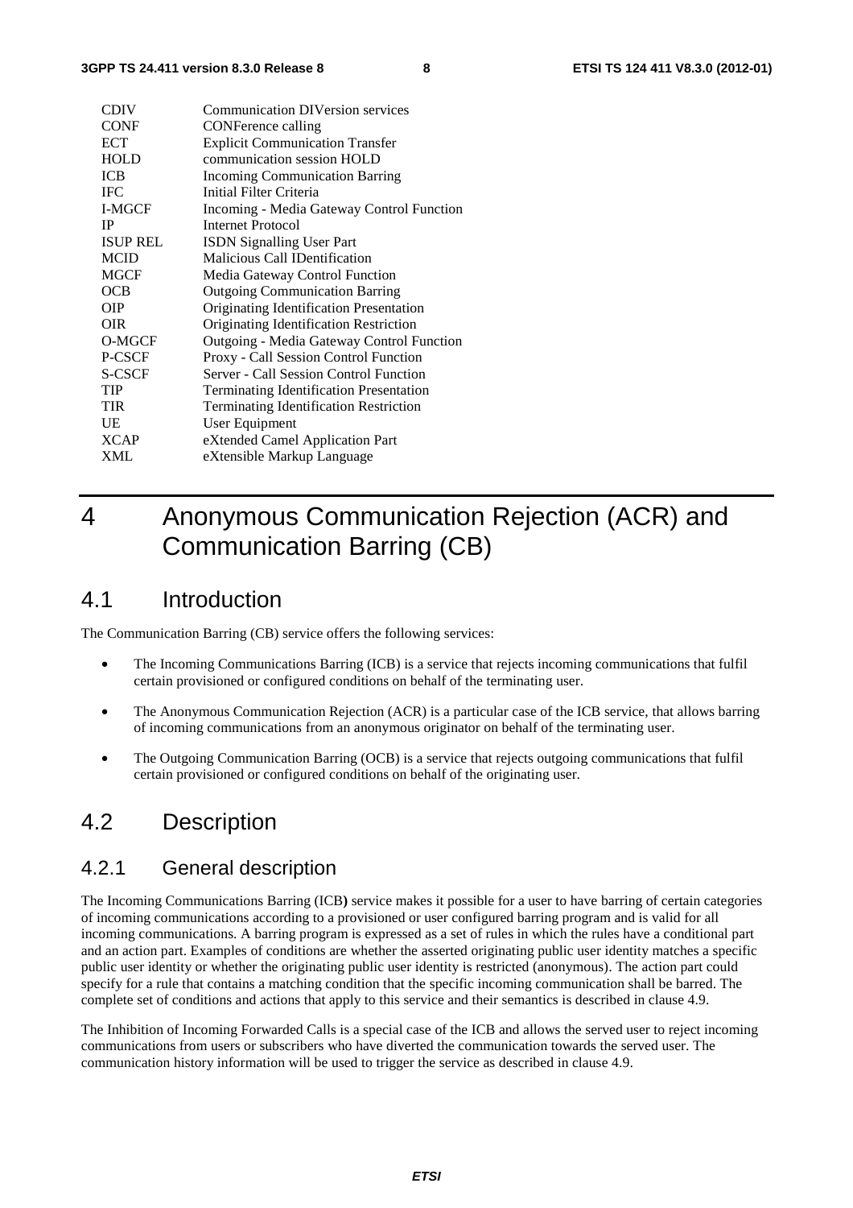| | |
|---|---|
| CDIV | Communication DIVersion services |
| CONF | CONFerence calling |
| ECT | Explicit Communication Transfer |
| HOLD | communication session HOLD |
| ICB | Incoming Communication Barring |
| IFC | Initial Filter Criteria |
| I-MGCF | Incoming - Media Gateway Control Function |
| IP | Internet Protocol |
| ISUP REL | ISDN Signalling User Part |
| MCID | Malicious Call IDentification |
| MGCF | Media Gateway Control Function |
| OCB | Outgoing Communication Barring |
| OIP | Originating Identification Presentation |
| OIR | Originating Identification Restriction |
| O-MGCF | Outgoing - Media Gateway Control Function |
| P-CSCF | Proxy - Call Session Control Function |
| S-CSCF | Server - Call Session Control Function |
| TIP | Terminating Identification Presentation |
| TIR | Terminating Identification Restriction |
| UE | User Equipment |
| XCAP | eXtended Camel Application Part |
| XML | eXtensible Markup Language |

# 4 Anonymous Communication Rejection (ACR) and Communication Barring (CB)

## 4.1 Introduction

The Communication Barring (CB) service offers the following services:

- The Incoming Communications Barring (ICB) is a service that rejects incoming communications that fulfil certain provisioned or configured conditions on behalf of the terminating user.
- The Anonymous Communication Rejection (ACR) is a particular case of the ICB service, that allows barring of incoming communications from an anonymous originator on behalf of the terminating user.
- The Outgoing Communication Barring (OCB) is a service that rejects outgoing communications that fulfil certain provisioned or configured conditions on behalf of the originating user.

## 4.2 Description

### 4.2.1 General description

The Incoming Communications Barring (ICB**)** service makes it possible for a user to have barring of certain categories of incoming communications according to a provisioned or user configured barring program and is valid for all incoming communications. A barring program is expressed as a set of rules in which the rules have a conditional part and an action part. Examples of conditions are whether the asserted originating public user identity matches a specific public user identity or whether the originating public user identity is restricted (anonymous). The action part could specify for a rule that contains a matching condition that the specific incoming communication shall be barred. The complete set of conditions and actions that apply to this service and their semantics is described in clause 4.9.

The Inhibition of Incoming Forwarded Calls is a special case of the ICB and allows the served user to reject incoming communications from users or subscribers who have diverted the communication towards the served user. The communication history information will be used to trigger the service as described in clause 4.9.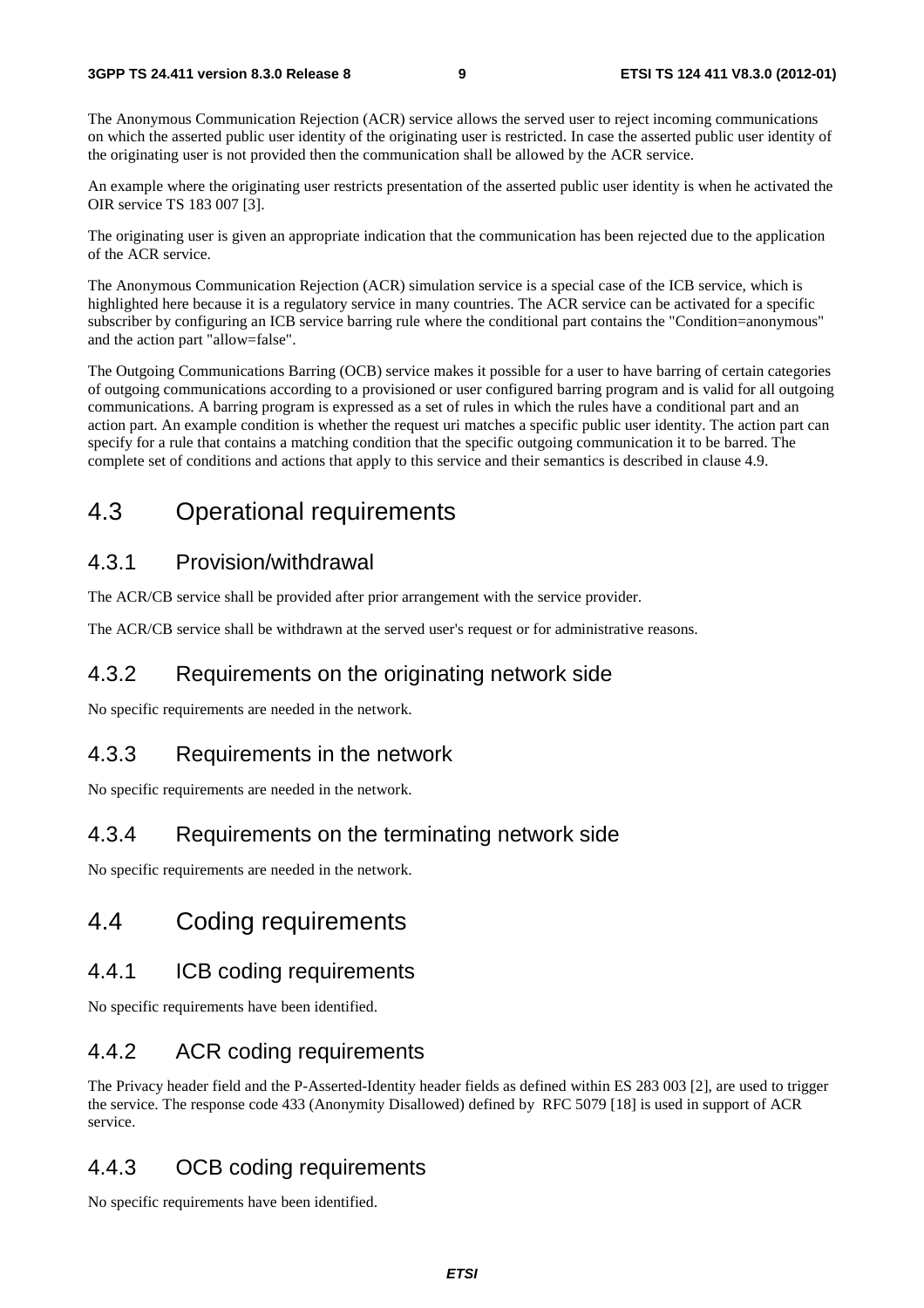The Anonymous Communication Rejection (ACR) service allows the served user to reject incoming communications on which the asserted public user identity of the originating user is restricted. In case the asserted public user identity of the originating user is not provided then the communication shall be allowed by the ACR service.

An example where the originating user restricts presentation of the asserted public user identity is when he activated the OIR service TS 183 007 [3].

The originating user is given an appropriate indication that the communication has been rejected due to the application of the ACR service.

The Anonymous Communication Rejection (ACR) simulation service is a special case of the ICB service, which is highlighted here because it is a regulatory service in many countries. The ACR service can be activated for a specific subscriber by configuring an ICB service barring rule where the conditional part contains the "Condition=anonymous" and the action part "allow=false".

The Outgoing Communications Barring (OCB) service makes it possible for a user to have barring of certain categories of outgoing communications according to a provisioned or user configured barring program and is valid for all outgoing communications. A barring program is expressed as a set of rules in which the rules have a conditional part and an action part. An example condition is whether the request uri matches a specific public user identity. The action part can specify for a rule that contains a matching condition that the specific outgoing communication it to be barred. The complete set of conditions and actions that apply to this service and their semantics is described in clause 4.9.

## 4.3 Operational requirements

### 4.3.1 Provision/withdrawal

The ACR/CB service shall be provided after prior arrangement with the service provider.

The ACR/CB service shall be withdrawn at the served user's request or for administrative reasons.

### 4.3.2 Requirements on the originating network side

No specific requirements are needed in the network.

### 4.3.3 Requirements in the network

No specific requirements are needed in the network.

### 4.3.4 Requirements on the terminating network side

No specific requirements are needed in the network.

## 4.4 Coding requirements

### 4.4.1 ICB coding requirements

No specific requirements have been identified.

### 4.4.2 ACR coding requirements

The Privacy header field and the P-Asserted-Identity header fields as defined within ES 283 003 [2], are used to trigger the service. The response code 433 (Anonymity Disallowed) defined by RFC 5079 [18] is used in support of ACR service.

### 4.4.3 OCB coding requirements

No specific requirements have been identified.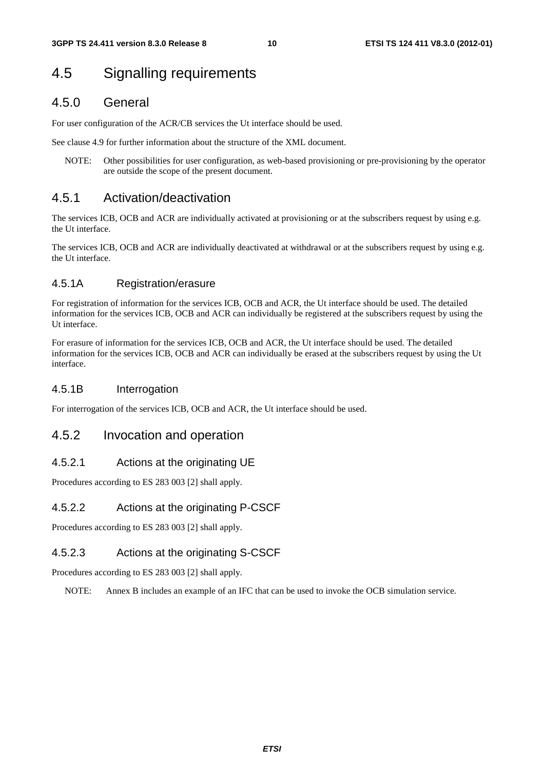# 4.5 Signalling requirements

## 4.5.0 General

For user configuration of the ACR/CB services the Ut interface should be used.

See clause 4.9 for further information about the structure of the XML document.

NOTE: Other possibilities for user configuration, as web-based provisioning or pre-provisioning by the operator are outside the scope of the present document.

## 4.5.1 Activation/deactivation

The services ICB, OCB and ACR are individually activated at provisioning or at the subscribers request by using e.g. the Ut interface.

The services ICB, OCB and ACR are individually deactivated at withdrawal or at the subscribers request by using e.g. the Ut interface.

### 4.5.1A Registration/erasure

For registration of information for the services ICB, OCB and ACR, the Ut interface should be used. The detailed information for the services ICB, OCB and ACR can individually be registered at the subscribers request by using the Ut interface.

For erasure of information for the services ICB, OCB and ACR, the Ut interface should be used. The detailed information for the services ICB, OCB and ACR can individually be erased at the subscribers request by using the Ut interface.

### 4.5.1B Interrogation

For interrogation of the services ICB, OCB and ACR, the Ut interface should be used.

## 4.5.2 Invocation and operation

### 4.5.2.1 Actions at the originating UE

Procedures according to ES 283 003 [2] shall apply.

### 4.5.2.2 Actions at the originating P-CSCF

Procedures according to ES 283 003 [2] shall apply.

### 4.5.2.3 Actions at the originating S-CSCF

Procedures according to ES 283 003 [2] shall apply.

NOTE: Annex B includes an example of an IFC that can be used to invoke the OCB simulation service.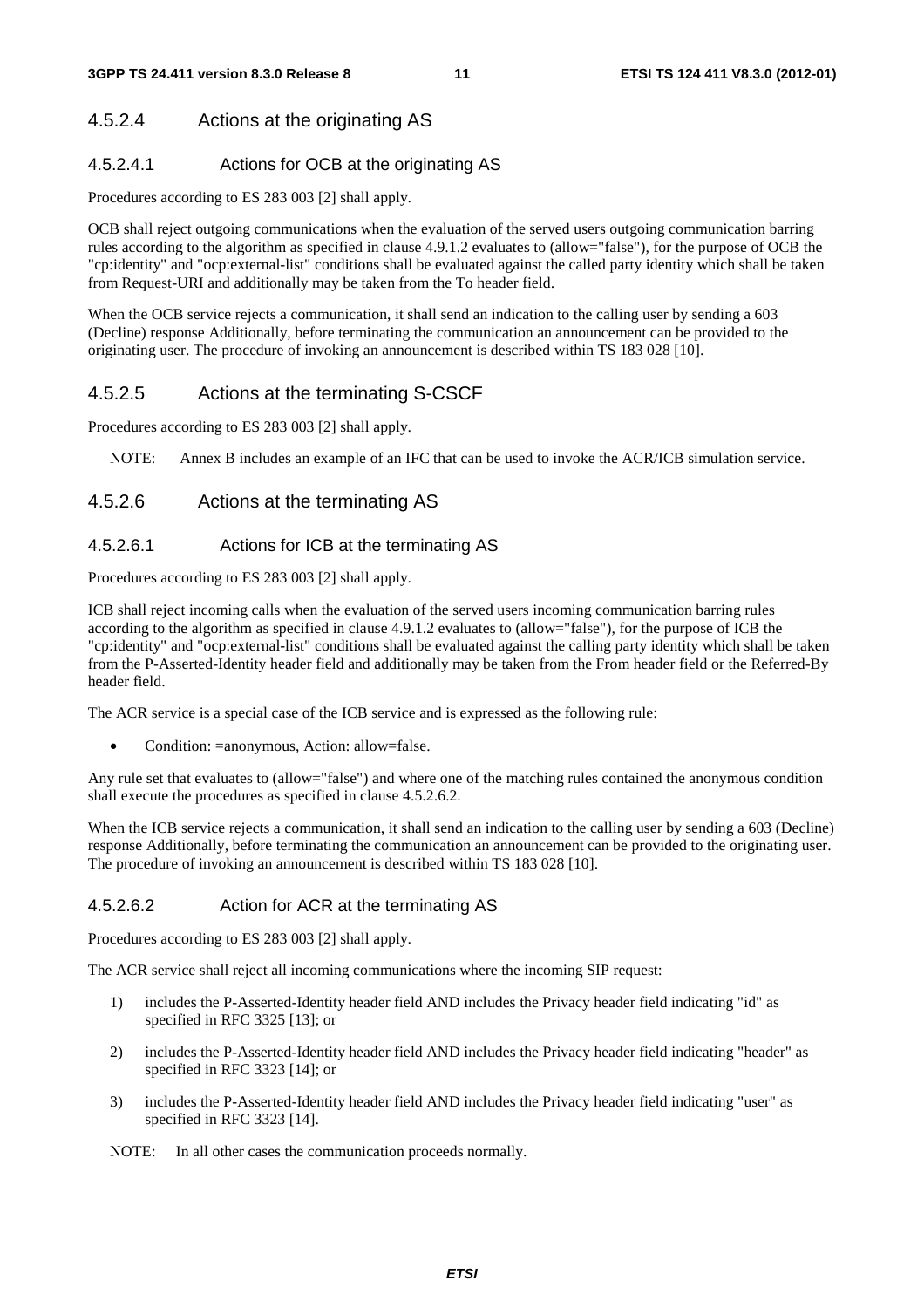### 4.5.2.4 Actions at the originating AS

#### 4.5.2.4.1 Actions for OCB at the originating AS

Procedures according to ES 283 003 [2] shall apply.

OCB shall reject outgoing communications when the evaluation of the served users outgoing communication barring rules according to the algorithm as specified in clause 4.9.1.2 evaluates to (allow="false"), for the purpose of OCB the "cp:identity" and "ocp:external-list" conditions shall be evaluated against the called party identity which shall be taken from Request-URI and additionally may be taken from the To header field.

When the OCB service rejects a communication, it shall send an indication to the calling user by sending a 603 (Decline) response Additionally, before terminating the communication an announcement can be provided to the originating user. The procedure of invoking an announcement is described within TS 183 028 [10].

### 4.5.2.5 Actions at the terminating S-CSCF

Procedures according to ES 283 003 [2] shall apply.

NOTE: Annex B includes an example of an IFC that can be used to invoke the ACR/ICB simulation service.

### 4.5.2.6 Actions at the terminating AS

#### 4.5.2.6.1 Actions for ICB at the terminating AS

Procedures according to ES 283 003 [2] shall apply.

ICB shall reject incoming calls when the evaluation of the served users incoming communication barring rules according to the algorithm as specified in clause 4.9.1.2 evaluates to (allow="false"), for the purpose of ICB the "cp:identity" and "ocp:external-list" conditions shall be evaluated against the calling party identity which shall be taken from the P-Asserted-Identity header field and additionally may be taken from the From header field or the Referred-By header field.

The ACR service is a special case of the ICB service and is expressed as the following rule:

- Condition: =anonymous, Action: allow=false.

Any rule set that evaluates to (allow="false") and where one of the matching rules contained the anonymous condition shall execute the procedures as specified in clause 4.5.2.6.2.

When the ICB service rejects a communication, it shall send an indication to the calling user by sending a 603 (Decline) response Additionally, before terminating the communication an announcement can be provided to the originating user. The procedure of invoking an announcement is described within TS 183 028 [10].

#### 4.5.2.6.2 Action for ACR at the terminating AS

Procedures according to ES 283 003 [2] shall apply.

The ACR service shall reject all incoming communications where the incoming SIP request:

1) includes the P-Asserted-Identity header field AND includes the Privacy header field indicating "id" as specified in RFC 3325 [13]; or

2) includes the P-Asserted-Identity header field AND includes the Privacy header field indicating "header" as specified in RFC 3323 [14]; or

3) includes the P-Asserted-Identity header field AND includes the Privacy header field indicating "user" as specified in RFC 3323 [14].

NOTE: In all other cases the communication proceeds normally.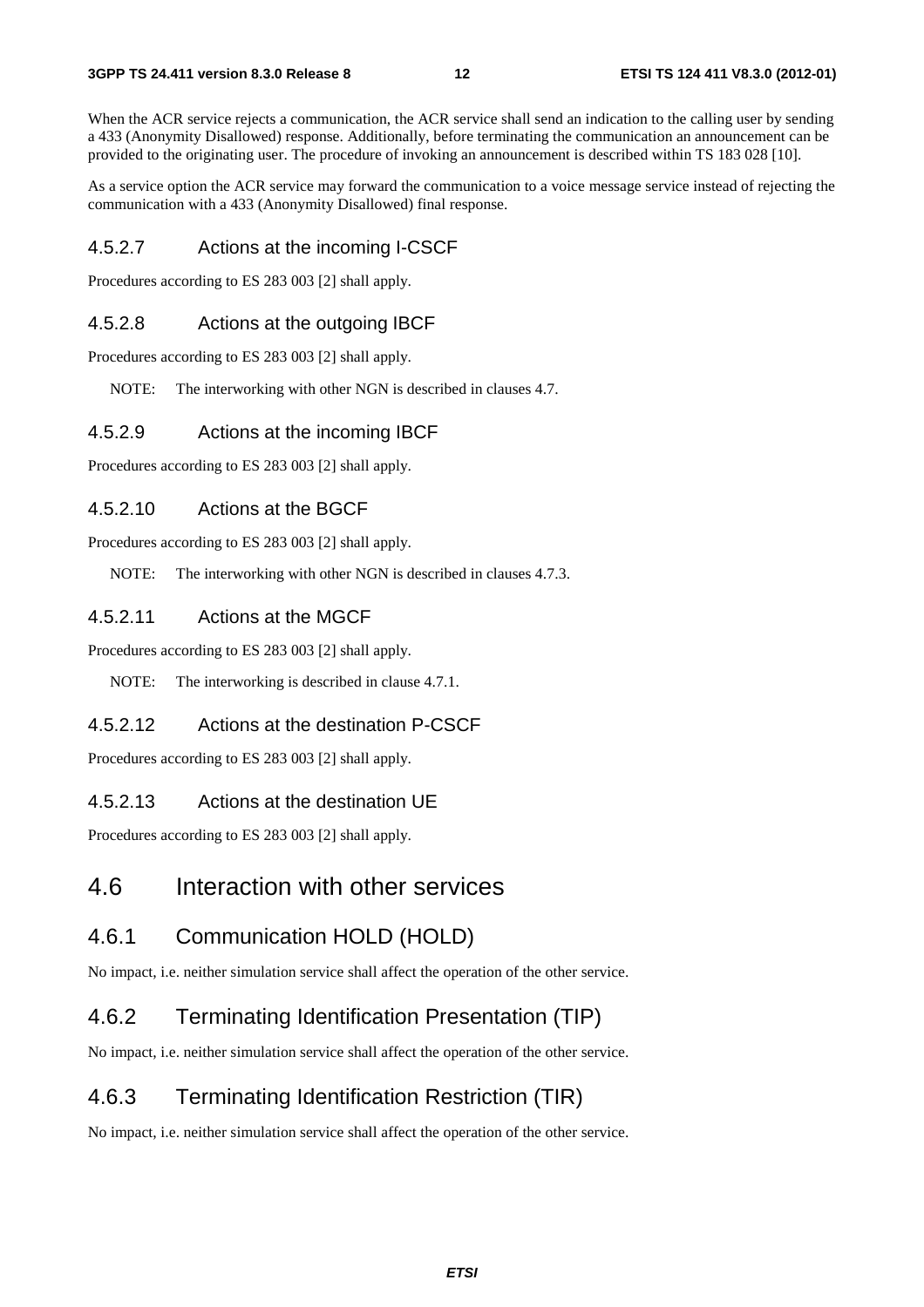When the ACR service rejects a communication, the ACR service shall send an indication to the calling user by sending a 433 (Anonymity Disallowed) response. Additionally, before terminating the communication an announcement can be provided to the originating user. The procedure of invoking an announcement is described within TS 183 028 [10].

As a service option the ACR service may forward the communication to a voice message service instead of rejecting the communication with a 433 (Anonymity Disallowed) final response.

#### 4.5.2.7 Actions at the incoming I-CSCF

Procedures according to ES 283 003 [2] shall apply.

#### 4.5.2.8 Actions at the outgoing IBCF

Procedures according to ES 283 003 [2] shall apply.

NOTE: The interworking with other NGN is described in clauses 4.7.

#### 4.5.2.9 Actions at the incoming IBCF

Procedures according to ES 283 003 [2] shall apply.

#### 4.5.2.10 Actions at the BGCF

Procedures according to ES 283 003 [2] shall apply.

NOTE: The interworking with other NGN is described in clauses 4.7.3.

#### 4.5.2.11 Actions at the MGCF

Procedures according to ES 283 003 [2] shall apply.

NOTE: The interworking is described in clause 4.7.1.

#### 4.5.2.12 Actions at the destination P-CSCF

Procedures according to ES 283 003 [2] shall apply.

#### 4.5.2.13 Actions at the destination UE

Procedures according to ES 283 003 [2] shall apply.

## 4.6 Interaction with other services

### 4.6.1 Communication HOLD (HOLD)

No impact, i.e. neither simulation service shall affect the operation of the other service.

### 4.6.2 Terminating Identification Presentation (TIP)

No impact, i.e. neither simulation service shall affect the operation of the other service.

### 4.6.3 Terminating Identification Restriction (TIR)

No impact, i.e. neither simulation service shall affect the operation of the other service.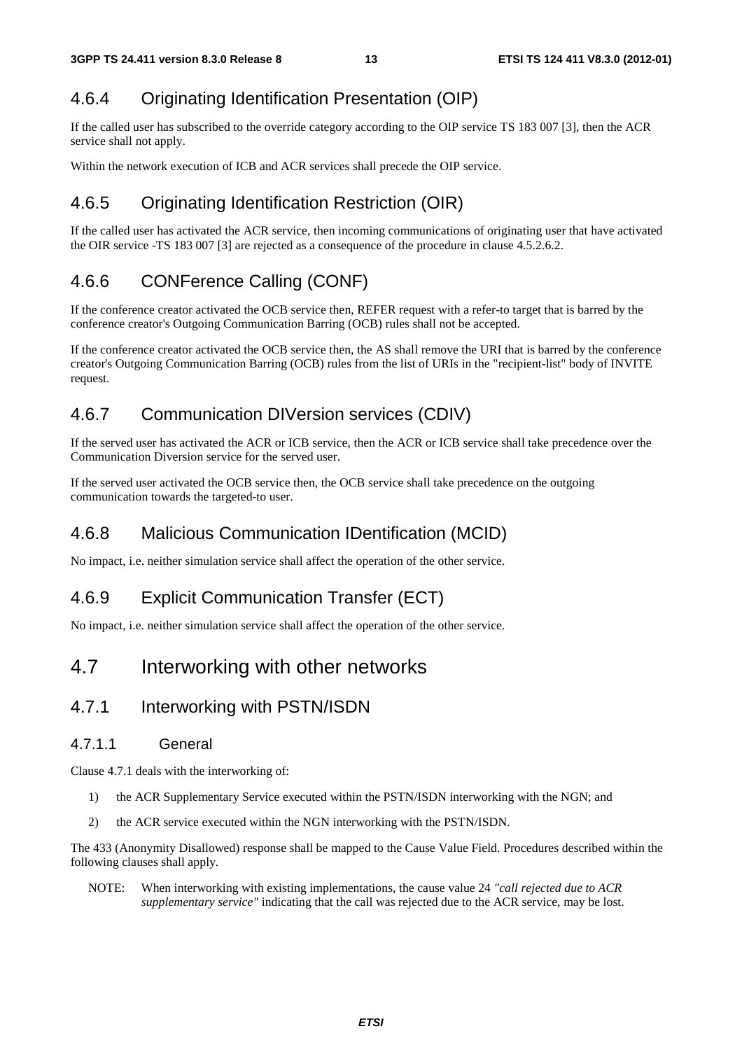### 4.6.4 Originating Identification Presentation (OIP)

If the called user has subscribed to the override category according to the OIP service TS 183 007 [3], then the ACR service shall not apply.

Within the network execution of ICB and ACR services shall precede the OIP service.

### 4.6.5 Originating Identification Restriction (OIR)

If the called user has activated the ACR service, then incoming communications of originating user that have activated the OIR service -TS 183 007 [3] are rejected as a consequence of the procedure in clause 4.5.2.6.2.

### 4.6.6 CONFerence Calling (CONF)

If the conference creator activated the OCB service then, REFER request with a refer-to target that is barred by the conference creator's Outgoing Communication Barring (OCB) rules shall not be accepted.

If the conference creator activated the OCB service then, the AS shall remove the URI that is barred by the conference creator's Outgoing Communication Barring (OCB) rules from the list of URIs in the "recipient-list" body of INVITE request.

### 4.6.7 Communication DIVersion services (CDIV)

If the served user has activated the ACR or ICB service, then the ACR or ICB service shall take precedence over the Communication Diversion service for the served user.

If the served user activated the OCB service then, the OCB service shall take precedence on the outgoing communication towards the targeted-to user.

### 4.6.8 Malicious Communication IDentification (MCID)

No impact, i.e. neither simulation service shall affect the operation of the other service.

### 4.6.9 Explicit Communication Transfer (ECT)

No impact, i.e. neither simulation service shall affect the operation of the other service.

## 4.7 Interworking with other networks

### 4.7.1 Interworking with PSTN/ISDN

#### 4.7.1.1 General

Clause 4.7.1 deals with the interworking of:

1) the ACR Supplementary Service executed within the PSTN/ISDN interworking with the NGN; and

2) the ACR service executed within the NGN interworking with the PSTN/ISDN.

The 433 (Anonymity Disallowed) response shall be mapped to the Cause Value Field. Procedures described within the following clauses shall apply.

NOTE: When interworking with existing implementations, the cause value 24 *"call rejected due to ACR supplementary service"* indicating that the call was rejected due to the ACR service, may be lost.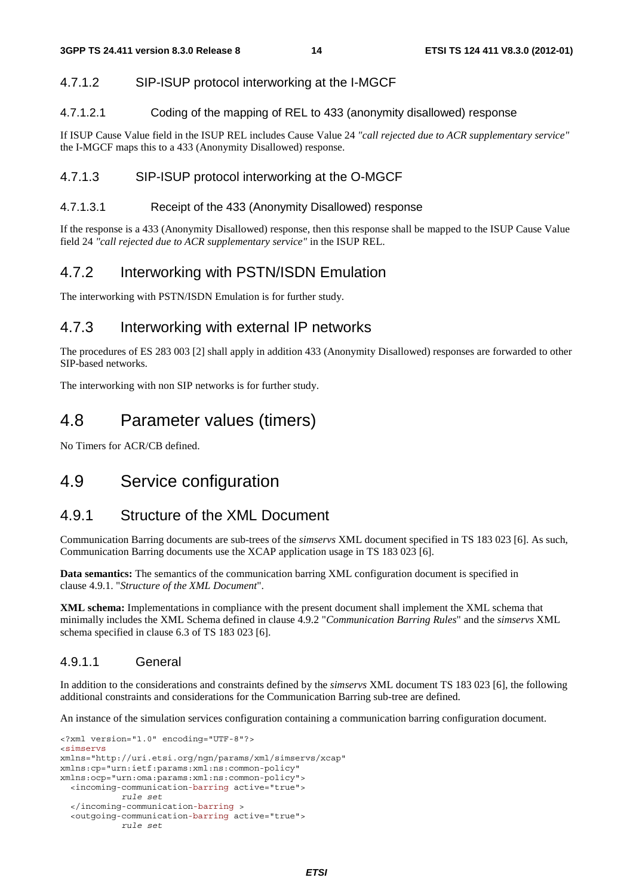#### 4.7.1.2 SIP-ISUP protocol interworking at the I-MGCF

##### 4.7.1.2.1 Coding of the mapping of REL to 433 (anonymity disallowed) response

If ISUP Cause Value field in the ISUP REL includes Cause Value 24 *"call rejected due to ACR supplementary service"* the I-MGCF maps this to a 433 (Anonymity Disallowed) response.

#### 4.7.1.3 SIP-ISUP protocol interworking at the O-MGCF

##### 4.7.1.3.1 Receipt of the 433 (Anonymity Disallowed) response

If the response is a 433 (Anonymity Disallowed) response, then this response shall be mapped to the ISUP Cause Value field 24 *"call rejected due to ACR supplementary service"* in the ISUP REL.

### 4.7.2 Interworking with PSTN/ISDN Emulation

The interworking with PSTN/ISDN Emulation is for further study.

### 4.7.3 Interworking with external IP networks

The procedures of ES 283 003 [2] shall apply in addition 433 (Anonymity Disallowed) responses are forwarded to other SIP-based networks.

The interworking with non SIP networks is for further study.

## 4.8 Parameter values (timers)

No Timers for ACR/CB defined.

## 4.9 Service configuration

### 4.9.1 Structure of the XML Document

Communication Barring documents are sub-trees of the *simservs* XML document specified in TS 183 023 [6]. As such, Communication Barring documents use the XCAP application usage in TS 183 023 [6].

**Data semantics:** The semantics of the communication barring XML configuration document is specified in clause 4.9.1. "*Structure of the XML Document*".

**XML schema:** Implementations in compliance with the present document shall implement the XML schema that minimally includes the XML Schema defined in clause 4.9.2 "*Communication Barring Rules*" and the *simservs* XML schema specified in clause 6.3 of TS 183 023 [6].

#### 4.9.1.1 General

In addition to the considerations and constraints defined by the *simservs* XML document TS 183 023 [6], the following additional constraints and considerations for the Communication Barring sub-tree are defined.

An instance of the simulation services configuration containing a communication barring configuration document.

```
<?xml version="1.0" encoding="UTF-8"?>
<simservs
xmlns="http://uri.etsi.org/ngn/params/xml/simservs/xcap"
xmlns:cp="urn:ietf:params:xml:ns:common-policy"
xmlns:ocp="urn:oma:params:xml:ns:common-policy">
  <incoming-communication-barring active="true">
            rule set
  </incoming-communication-barring >
  <outgoing-communication-barring active="true">
            rule set
```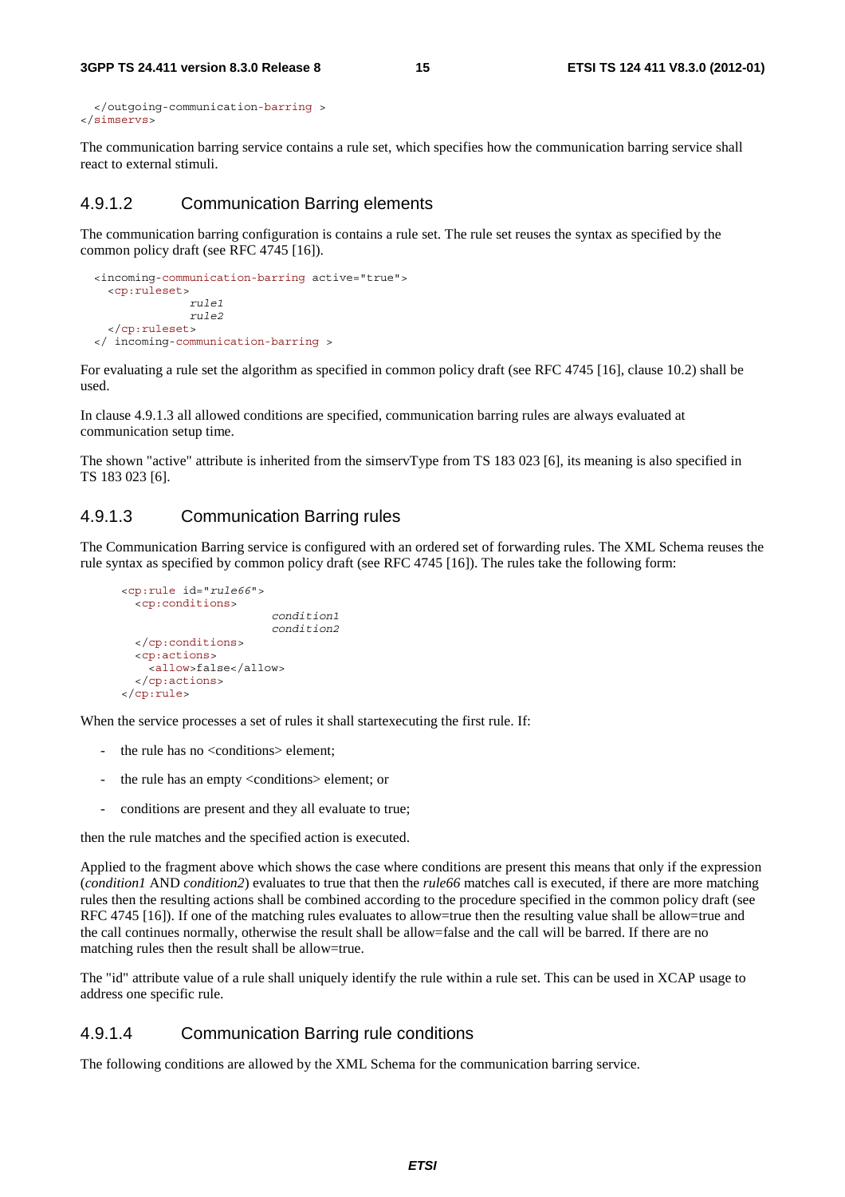```
  </outgoing-communication-barring >
</simservs>
```

The communication barring service contains a rule set, which specifies how the communication barring service shall react to external stimuli.

### 4.9.1.2 Communication Barring elements

The communication barring configuration is contains a rule set. The rule set reuses the syntax as specified by the common policy draft (see RFC 4745 [16]).

```
  <incoming-communication-barring active="true">
    <cp:ruleset>
               rule1
               rule2
    </cp:ruleset>
  </ incoming-communication-barring >
```

For evaluating a rule set the algorithm as specified in common policy draft (see RFC 4745 [16], clause 10.2) shall be used.

In clause 4.9.1.3 all allowed conditions are specified, communication barring rules are always evaluated at communication setup time.

The shown "active" attribute is inherited from the simservType from TS 183 023 [6], its meaning is also specified in TS 183 023 [6].

### 4.9.1.3 Communication Barring rules

The Communication Barring service is configured with an ordered set of forwarding rules. The XML Schema reuses the rule syntax as specified by common policy draft (see RFC 4745 [16]). The rules take the following form:

```
      <cp:rule id="rule66">
        <cp:conditions>
                          condition1
                          condition2
        </cp:conditions>
        <cp:actions>
          <allow>false</allow>
        </cp:actions>
      </cp:rule>
```

When the service processes a set of rules it shall startexecuting the first rule. If:

- the rule has no <conditions> element;
- the rule has an empty <conditions> element; or
- conditions are present and they all evaluate to true;

then the rule matches and the specified action is executed.

Applied to the fragment above which shows the case where conditions are present this means that only if the expression (*condition1* AND *condition2*) evaluates to true that then the *rule66* matches call is executed, if there are more matching rules then the resulting actions shall be combined according to the procedure specified in the common policy draft (see RFC 4745 [16]). If one of the matching rules evaluates to allow=true then the resulting value shall be allow=true and the call continues normally, otherwise the result shall be allow=false and the call will be barred. If there are no matching rules then the result shall be allow=true.

The "id" attribute value of a rule shall uniquely identify the rule within a rule set. This can be used in XCAP usage to address one specific rule.

### 4.9.1.4 Communication Barring rule conditions

The following conditions are allowed by the XML Schema for the communication barring service.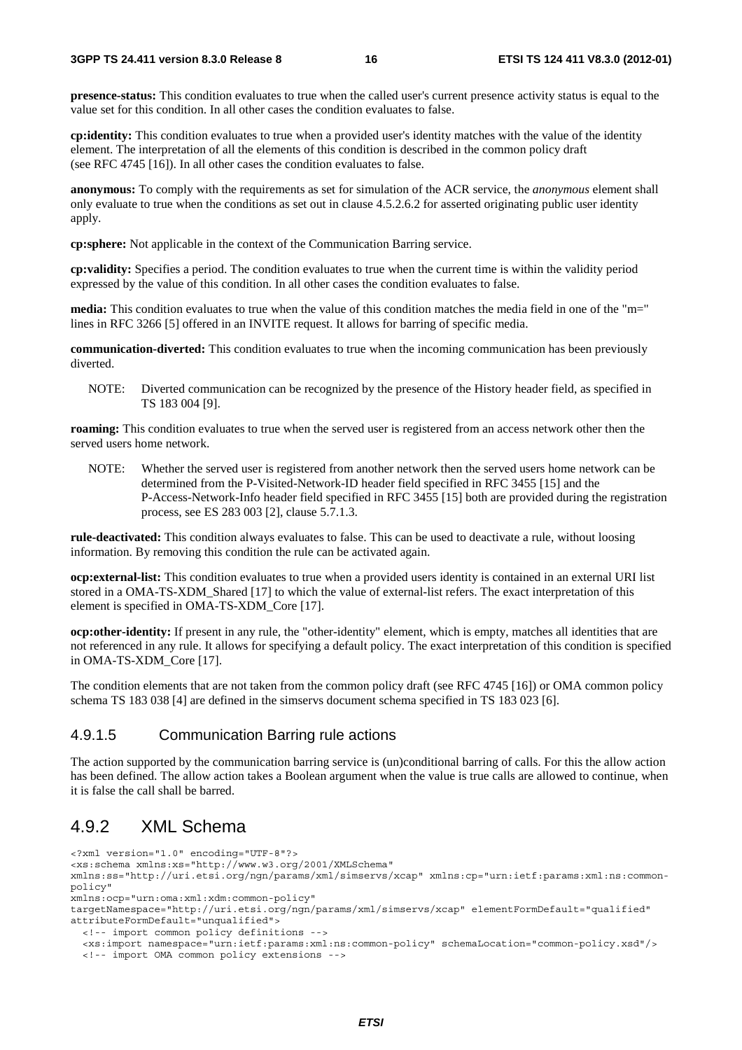**presence-status:** This condition evaluates to true when the called user's current presence activity status is equal to the value set for this condition. In all other cases the condition evaluates to false.

**cp:identity:** This condition evaluates to true when a provided user's identity matches with the value of the identity element. The interpretation of all the elements of this condition is described in the common policy draft (see RFC 4745 [16]). In all other cases the condition evaluates to false.

**anonymous:** To comply with the requirements as set for simulation of the ACR service, the *anonymous* element shall only evaluate to true when the conditions as set out in clause 4.5.2.6.2 for asserted originating public user identity apply.

**cp:sphere:** Not applicable in the context of the Communication Barring service.

**cp:validity:** Specifies a period. The condition evaluates to true when the current time is within the validity period expressed by the value of this condition. In all other cases the condition evaluates to false.

**media:** This condition evaluates to true when the value of this condition matches the media field in one of the "m=" lines in RFC 3266 [5] offered in an INVITE request. It allows for barring of specific media.

**communication-diverted:** This condition evaluates to true when the incoming communication has been previously diverted.

NOTE: Diverted communication can be recognized by the presence of the History header field, as specified in TS 183 004 [9].

**roaming:** This condition evaluates to true when the served user is registered from an access network other then the served users home network.

NOTE: Whether the served user is registered from another network then the served users home network can be determined from the P-Visited-Network-ID header field specified in RFC 3455 [15] and the P-Access-Network-Info header field specified in RFC 3455 [15] both are provided during the registration process, see ES 283 003 [2], clause 5.7.1.3.

**rule-deactivated:** This condition always evaluates to false. This can be used to deactivate a rule, without loosing information. By removing this condition the rule can be activated again.

**ocp:external-list:** This condition evaluates to true when a provided users identity is contained in an external URI list stored in a OMA-TS-XDM_Shared [17] to which the value of external-list refers. The exact interpretation of this element is specified in OMA-TS-XDM_Core [17].

**ocp:other-identity:** If present in any rule, the "other-identity" element, which is empty, matches all identities that are not referenced in any rule. It allows for specifying a default policy. The exact interpretation of this condition is specified in OMA-TS-XDM_Core [17].

The condition elements that are not taken from the common policy draft (see RFC 4745 [16]) or OMA common policy schema TS 183 038 [4] are defined in the simservs document schema specified in TS 183 023 [6].

### 4.9.1.5 Communication Barring rule actions

The action supported by the communication barring service is (un)conditional barring of calls. For this the allow action has been defined. The allow action takes a Boolean argument when the value is true calls are allowed to continue, when it is false the call shall be barred.

## 4.9.2 XML Schema

```
<?xml version="1.0" encoding="UTF-8"?>
<xs:schema xmlns:xs="http://www.w3.org/2001/XMLSchema"
xmlns:ss="http://uri.etsi.org/ngn/params/xml/simservs/xcap" xmlns:cp="urn:ietf:params:xml:ns:common-policy"
xmlns:ocp="urn:oma:xml:xdm:common-policy"
targetNamespace="http://uri.etsi.org/ngn/params/xml/simservs/xcap" elementFormDefault="qualified"
attributeFormDefault="unqualified">
  <!-- import common policy definitions -->
  <xs:import namespace="urn:ietf:params:xml:ns:common-policy" schemaLocation="common-policy.xsd"/>
  <!-- import OMA common policy extensions -->
```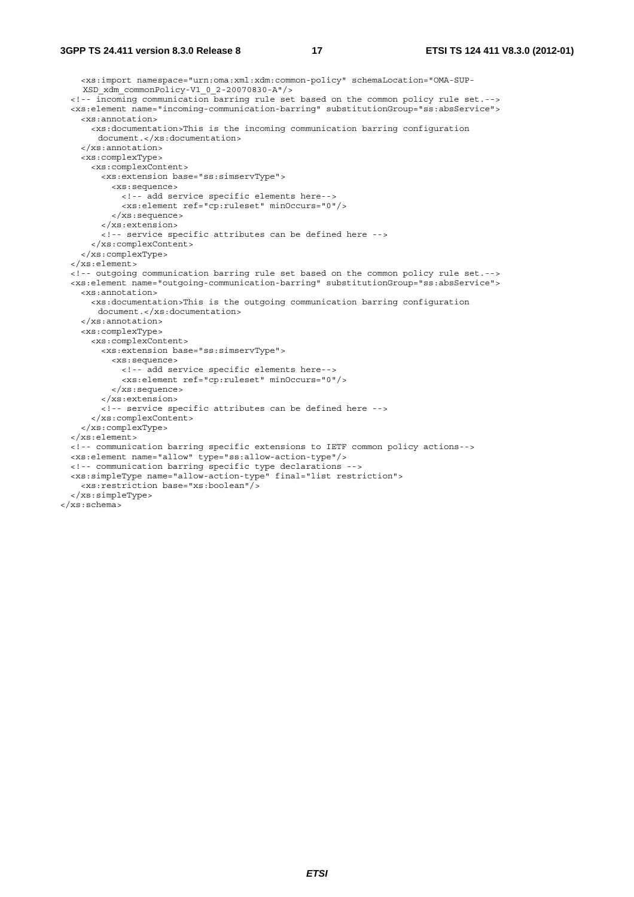```
    <xs:import namespace="urn:oma:xml:xdm:common-policy" schemaLocation="OMA-SUP-
    XSD_xdm_commonPolicy-V1_0_2-20070830-A"/>
  <!-- incoming communication barring rule set based on the common policy rule set.-->
  <xs:element name="incoming-communication-barring" substitutionGroup="ss:absService">
    <xs:annotation>
      <xs:documentation>This is the incoming communication barring configuration
       document.</xs:documentation>
    </xs:annotation>
    <xs:complexType>
      <xs:complexContent>
        <xs:extension base="ss:simservType">
          <xs:sequence>
            <!-- add service specific elements here-->
            <xs:element ref="cp:ruleset" minOccurs="0"/>
          </xs:sequence>
        </xs:extension>
        <!-- service specific attributes can be defined here -->
      </xs:complexContent>
    </xs:complexType>
  </xs:element>
  <!-- outgoing communication barring rule set based on the common policy rule set.-->
  <xs:element name="outgoing-communication-barring" substitutionGroup="ss:absService">
    <xs:annotation>
      <xs:documentation>This is the outgoing communication barring configuration
       document.</xs:documentation>
    </xs:annotation>
    <xs:complexType>
      <xs:complexContent>
        <xs:extension base="ss:simservType">
          <xs:sequence>
            <!-- add service specific elements here-->
            <xs:element ref="cp:ruleset" minOccurs="0"/>
          </xs:sequence>
        </xs:extension>
        <!-- service specific attributes can be defined here -->
      </xs:complexContent>
    </xs:complexType>
  </xs:element>
  <!-- communication barring specific extensions to IETF common policy actions-->
  <xs:element name="allow" type="ss:allow-action-type"/>
  <!-- communication barring specific type declarations -->
  <xs:simpleType name="allow-action-type" final="list restriction">
    <xs:restriction base="xs:boolean"/>
  </xs:simpleType>
</xs:schema>
```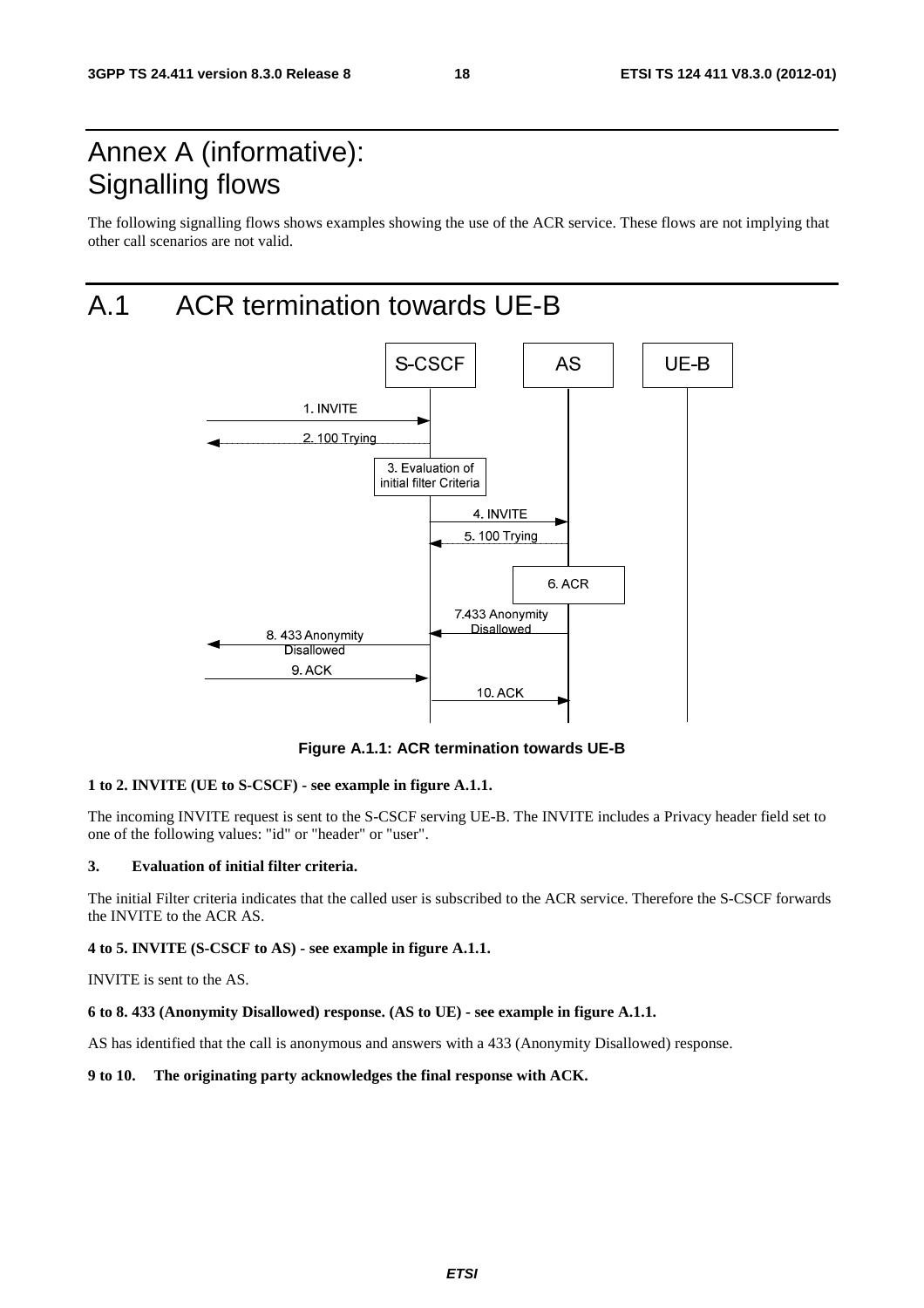# Annex A (informative): Signalling flows

The following signalling flows shows examples showing the use of the ACR service. These flows are not implying that other call scenarios are not valid.

# A.1 ACR termination towards UE-B

**Figure A.1.1: ACR termination towards UE-B**

**1 to 2. INVITE (UE to S-CSCF) - see example in figure A.1.1.**

The incoming INVITE request is sent to the S-CSCF serving UE-B. The INVITE includes a Privacy header field set to one of the following values: "id" or "header" or "user".

**3. Evaluation of initial filter criteria.**

The initial Filter criteria indicates that the called user is subscribed to the ACR service. Therefore the S-CSCF forwards the INVITE to the ACR AS.

**4 to 5. INVITE (S-CSCF to AS) - see example in figure A.1.1.**

INVITE is sent to the AS.

**6 to 8. 433 (Anonymity Disallowed) response. (AS to UE) - see example in figure A.1.1.**

AS has identified that the call is anonymous and answers with a 433 (Anonymity Disallowed) response.

**9 to 10. The originating party acknowledges the final response with ACK.**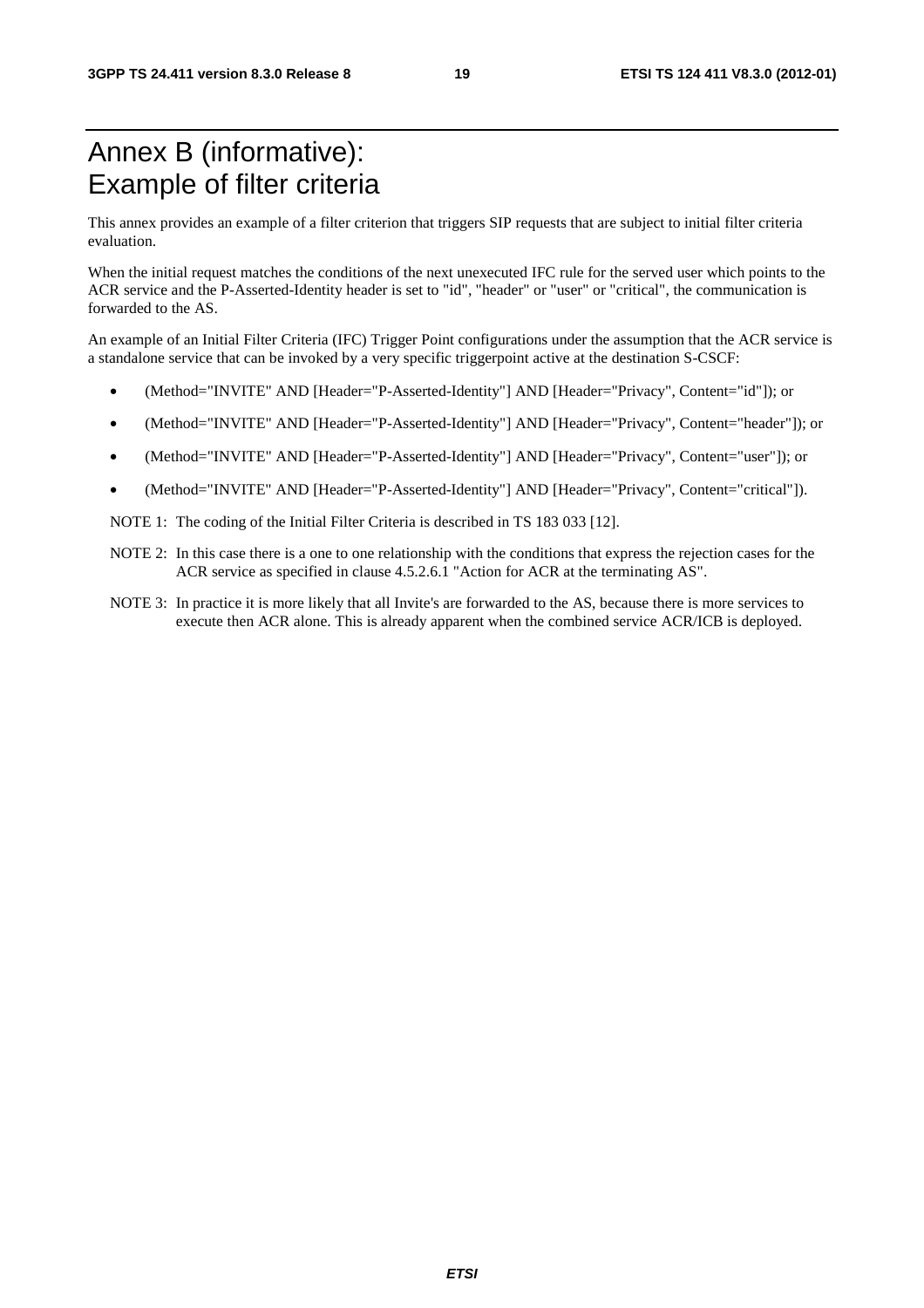# Annex B (informative): Example of filter criteria

This annex provides an example of a filter criterion that triggers SIP requests that are subject to initial filter criteria evaluation.

When the initial request matches the conditions of the next unexecuted IFC rule for the served user which points to the ACR service and the P-Asserted-Identity header is set to "id", "header" or "user" or "critical", the communication is forwarded to the AS.

An example of an Initial Filter Criteria (IFC) Trigger Point configurations under the assumption that the ACR service is a standalone service that can be invoked by a very specific triggerpoint active at the destination S-CSCF:

- (Method="INVITE" AND [Header="P-Asserted-Identity"] AND [Header="Privacy", Content="id"]); or
- (Method="INVITE" AND [Header="P-Asserted-Identity"] AND [Header="Privacy", Content="header"]); or
- (Method="INVITE" AND [Header="P-Asserted-Identity"] AND [Header="Privacy", Content="user"]); or
- (Method="INVITE" AND [Header="P-Asserted-Identity"] AND [Header="Privacy", Content="critical"]).

NOTE 1: The coding of the Initial Filter Criteria is described in TS 183 033 [12].

NOTE 2: In this case there is a one to one relationship with the conditions that express the rejection cases for the ACR service as specified in clause 4.5.2.6.1 "Action for ACR at the terminating AS".

NOTE 3: In practice it is more likely that all Invite's are forwarded to the AS, because there is more services to execute then ACR alone. This is already apparent when the combined service ACR/ICB is deployed.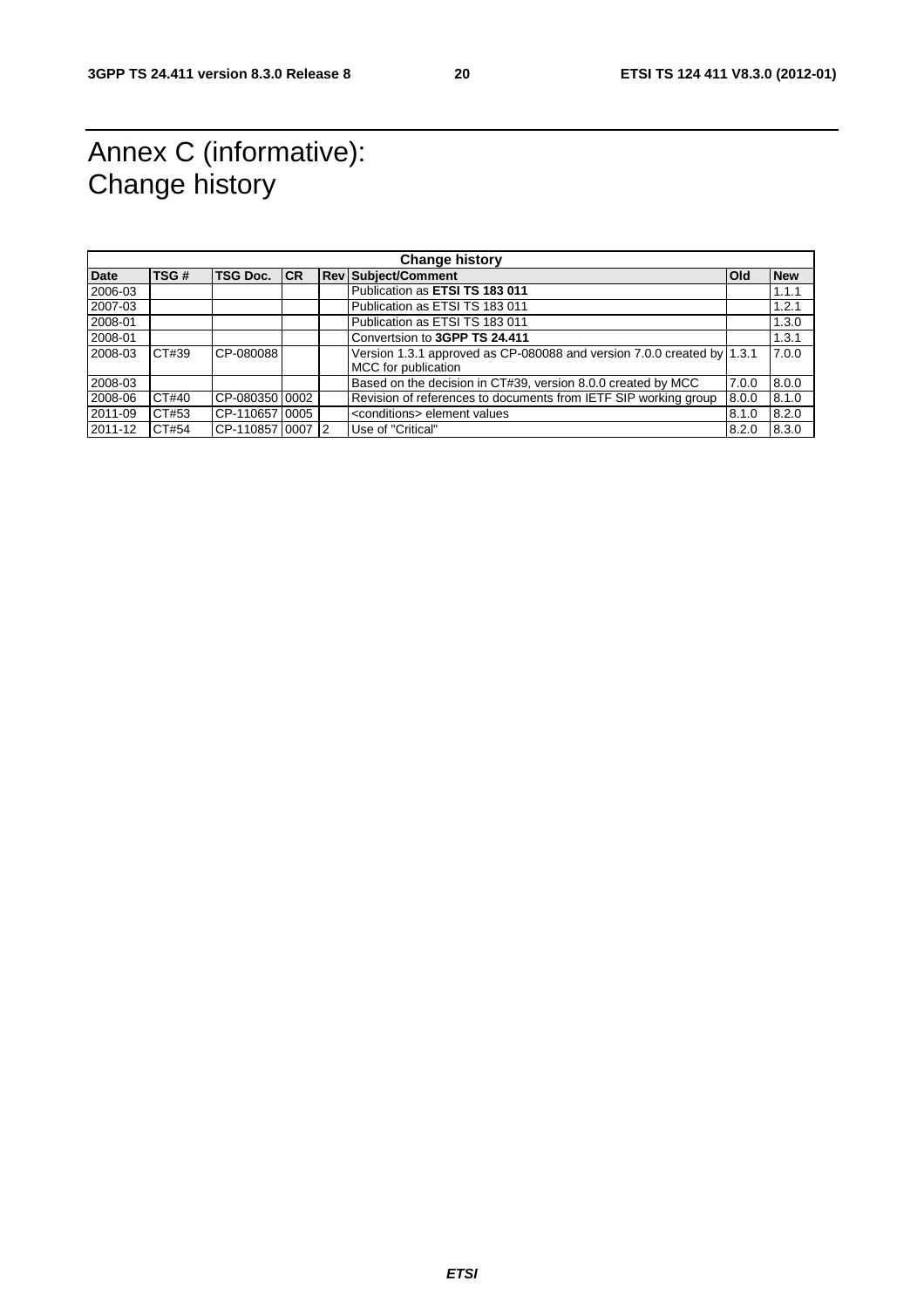# Annex C (informative): Change history

| Change history | | | | | | | |
|---|---|---|---|---|---|---|---|
| **Date** | **TSG #** | **TSG Doc.** | **CR** | **Rev** | **Subject/Comment** | **Old** | **New** |
| 2006-03 | | | | | Publication as **ETSI TS 183 011** | | 1.1.1 |
| 2007-03 | | | | | Publication as ETSI TS 183 011 | | 1.2.1 |
| 2008-01 | | | | | Publication as ETSI TS 183 011 | | 1.3.0 |
| 2008-01 | | | | | Convertsion to **3GPP TS 24.411** | | 1.3.1 |
| 2008-03 | CT#39 | CP-080088 | | | Version 1.3.1 approved as CP-080088 and version 7.0.0 created by MCC for publication | 1.3.1 | 7.0.0 |
| 2008-03 | | | | | Based on the decision in CT#39, version 8.0.0 created by MCC | 7.0.0 | 8.0.0 |
| 2008-06 | CT#40 | CP-080350 | 0002 | | Revision of references to documents from IETF SIP working group | 8.0.0 | 8.1.0 |
| 2011-09 | CT#53 | CP-110657 | 0005 | | <conditions> element values | 8.1.0 | 8.2.0 |
| 2011-12 | CT#54 | CP-110857 | 0007 | 2 | Use of "Critical" | 8.2.0 | 8.3.0 |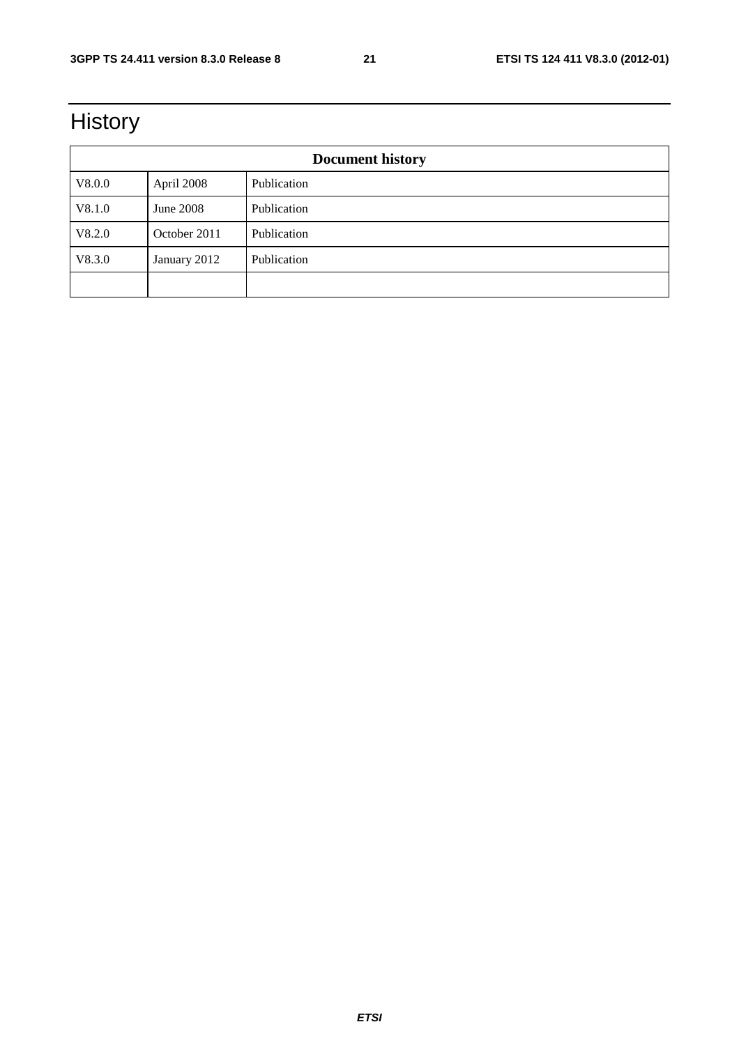# History

| Document history | | |
|---|---|---|
| V8.0.0 | April 2008 | Publication |
| V8.1.0 | June 2008 | Publication |
| V8.2.0 | October 2011 | Publication |
| V8.3.0 | January 2012 | Publication |
| | | |